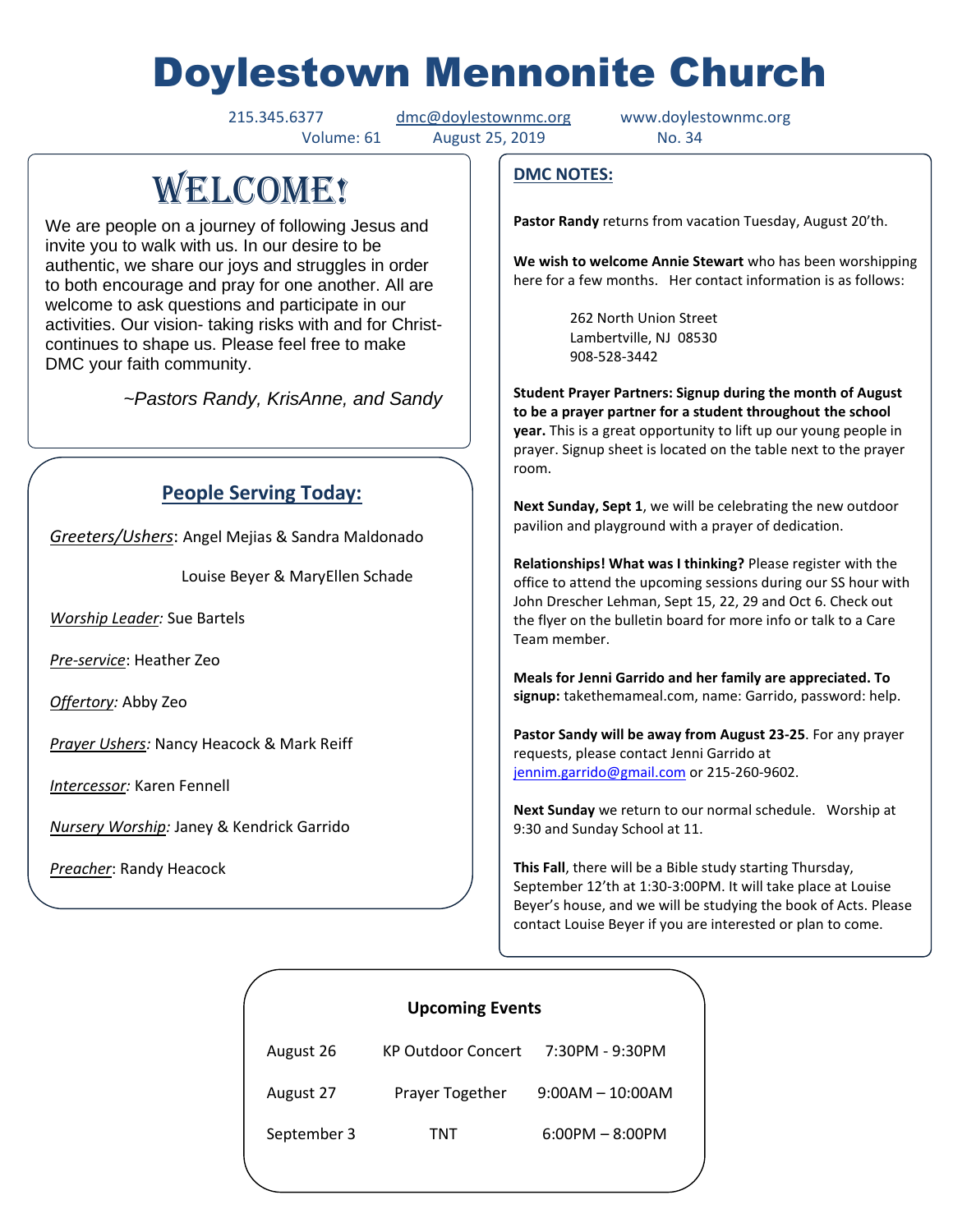# Doylestown Mennonite Church

215.345.6377 dmc@doylestownmc.org www.doylestownmc.org

Volume: 61 August 25, 2019 No. 34

## WELCOME!

We are people on a journey of following Jesus and invite you to walk with us. In our desire to be authentic, we share our joys and struggles in order to both encourage and pray for one another. All are welcome to ask questions and participate in our activities. Our vision- taking risks with and for Christ- continues to shape us. Please feel free to make DMC your faith community.

*~Pastors Randy, KrisAnne, and Sandy*

## People Serving Today:

*Greeters/Ushers*: Angel Mejias & Sandra Maldonado

Louise Beyer & MaryEllen Schade

*Worship Leader:* Sue Bartels

*Pre-service*: Heather Zeo

*Offertory:* Abby Zeo

*Prayer Ushers:* Nancy Heacock & Mark Reiff

*Intercessor:* Karen Fennell

*Nursery Worship:* Janey & Kendrick Garrido

*Preacher*: Randy Heacock

## DMC NOTES:

**Pastor Randy** returns from vacation Tuesday, August 20'th.

**We wish to welcome Annie Stewart** who has been worshipping here for a few months. Her contact information is as follows:

262 North Union Street
Lambertville, NJ 08530
908-528-3442

**Student Prayer Partners: Signup during the month of August to be a prayer partner for a student throughout the school year.** This is a great opportunity to lift up our young people in prayer. Signup sheet is located on the table next to the prayer room.

**Next Sunday, Sept 1**, we will be celebrating the new outdoor pavilion and playground with a prayer of dedication.

**Relationships! What was I thinking?** Please register with the office to attend the upcoming sessions during our SS hour with John Drescher Lehman, Sept 15, 22, 29 and Oct 6. Check out the flyer on the bulletin board for more info or talk to a Care Team member.

**Meals for Jenni Garrido and her family are appreciated. To signup:** takethemameal.com, name: Garrido, password: help.

**Pastor Sandy will be away from August 23-25**. For any prayer requests, please contact Jenni Garrido at jennim.garrido@gmail.com or 215-260-9602.

**Next Sunday** we return to our normal schedule. Worship at 9:30 and Sunday School at 11.

**This Fall**, there will be a Bible study starting Thursday, September 12'th at 1:30-3:00PM. It will take place at Louise Beyer's house, and we will be studying the book of Acts. Please contact Louise Beyer if you are interested or plan to come.

## Upcoming Events

| | | |
|---|---|---|
| August 26 | KP Outdoor Concert | 7:30PM - 9:30PM |
| August 27 | Prayer Together | 9:00AM – 10:00AM |
| September 3 | TNT | 6:00PM – 8:00PM |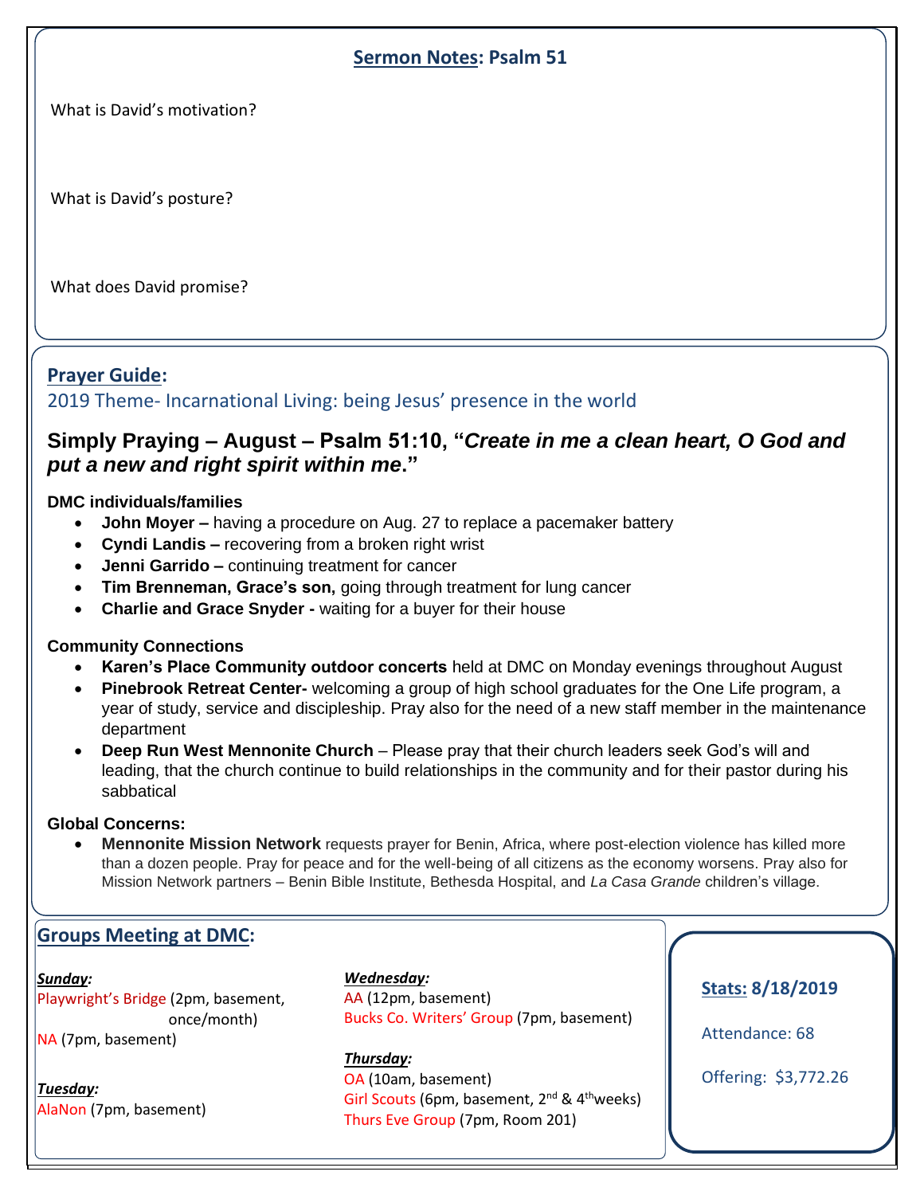## Sermon Notes: Psalm 51

What is David's motivation?

What is David's posture?

What does David promise?

## Prayer Guide:

2019 Theme- Incarnational Living: being Jesus' presence in the world

### Simply Praying – August – Psalm 51:10, "*Create in me a clean heart, O God and put a new and right spirit within me*."

**DMC individuals/families**

- **John Moyer –** having a procedure on Aug. 27 to replace a pacemaker battery
- **Cyndi Landis –** recovering from a broken right wrist
- **Jenni Garrido –** continuing treatment for cancer
- **Tim Brenneman, Grace's son,** going through treatment for lung cancer
- **Charlie and Grace Snyder -** waiting for a buyer for their house

**Community Connections**

- **Karen's Place Community outdoor concerts** held at DMC on Monday evenings throughout August
- **Pinebrook Retreat Center-** welcoming a group of high school graduates for the One Life program, a year of study, service and discipleship. Pray also for the need of a new staff member in the maintenance department
- **Deep Run West Mennonite Church** – Please pray that their church leaders seek God's will and leading, that the church continue to build relationships in the community and for their pastor during his sabbatical

**Global Concerns:**

- **Mennonite Mission Network** requests prayer for Benin, Africa, where post-election violence has killed more than a dozen people. Pray for peace and for the well-being of all citizens as the economy worsens. Pray also for Mission Network partners – Benin Bible Institute, Bethesda Hospital, and *La Casa Grande* children's village.

## Groups Meeting at DMC:

***Sunday:***
Playwright's Bridge (2pm, basement, once/month)
NA (7pm, basement)

***Tuesday:***
AlaNon (7pm, basement)

***Wednesday:***
AA (12pm, basement)
Bucks Co. Writers' Group (7pm, basement)

***Thursday:***
OA (10am, basement)
Girl Scouts (6pm, basement, 2nd & 4th weeks)
Thurs Eve Group (7pm, Room 201)

**Stats: 8/18/2019**

Attendance: 68

Offering: $3,772.26